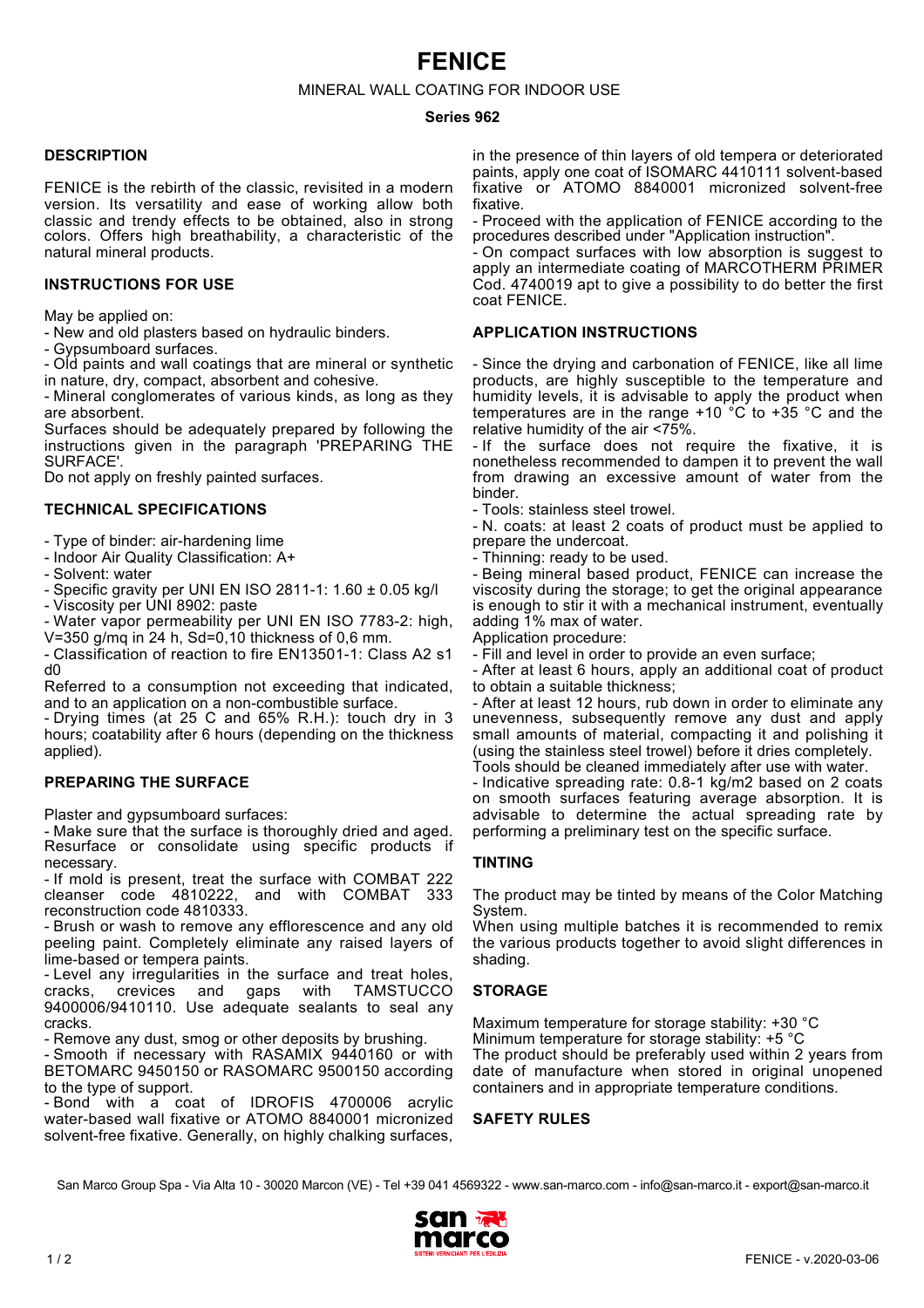# FENICE

MINERAL WALL COATING FOR INDOOR USE

**Series 962**

## DESCRIPTION

FENICE is the rebirth of the classic, revisited in a modern version. Its versatility and ease of working allow both classic and trendy effects to be obtained, also in strong colors. Offers high breathability, a characteristic of the natural mineral products.

## INSTRUCTIONS FOR USE

May be applied on:

- New and old plasters based on hydraulic binders.
- Gypsumboard surfaces.
- Old paints and wall coatings that are mineral or synthetic in nature, dry, compact, absorbent and cohesive.
- Mineral conglomerates of various kinds, as long as they are absorbent.

Surfaces should be adequately prepared by following the instructions given in the paragraph 'PREPARING THE SURFACE'.

Do not apply on freshly painted surfaces.

## TECHNICAL SPECIFICATIONS

- Type of binder: air-hardening lime
- Indoor Air Quality Classification: A+
- Solvent: water
- Specific gravity per UNI EN ISO 2811-1: 1.60 ± 0.05 kg/l
- Viscosity per UNI 8902: paste
- Water vapor permeability per UNI EN ISO 7783-2: high, V=350 g/mq in 24 h, Sd=0,10 thickness of 0,6 mm.
- Classification of reaction to fire EN13501-1: Class A2 s1 d0

Referred to a consumption not exceeding that indicated, and to an application on a non-combustible surface.

- Drying times (at 25 C and 65% R.H.): touch dry in 3 hours; coatability after 6 hours (depending on the thickness applied).

## PREPARING THE SURFACE

Plaster and gypsumboard surfaces:

- Make sure that the surface is thoroughly dried and aged. Resurface or consolidate using specific products if necessary.
- If mold is present, treat the surface with COMBAT 222 cleanser code 4810222, and with COMBAT 333 reconstruction code 4810333.
- Brush or wash to remove any efflorescence and any old peeling paint. Completely eliminate any raised layers of lime-based or tempera paints.
- Level any irregularities in the surface and treat holes, cracks, crevices and gaps with TAMSTUCCO 9400006/9410110. Use adequate sealants to seal any cracks.
- Remove any dust, smog or other deposits by brushing.
- Smooth if necessary with RASAMIX 9440160 or with BETOMARC 9450150 or RASOMARC 9500150 according to the type of support.
- Bond with a coat of IDROFIS 4700006 acrylic water-based wall fixative or ATOMO 8840001 micronized solvent-free fixative. Generally, on highly chalking surfaces, in the presence of thin layers of old tempera or deteriorated paints, apply one coat of ISOMARC 4410111 solvent-based fixative or ATOMO 8840001 micronized solvent-free fixative.
- Proceed with the application of FENICE according to the procedures described under "Application instruction".
- On compact surfaces with low absorption is suggest to apply an intermediate coating of MARCOTHERM PRIMER Cod. 4740019 apt to give a possibility to do better the first coat FENICE.

## APPLICATION INSTRUCTIONS

- Since the drying and carbonation of FENICE, like all lime products, are highly susceptible to the temperature and humidity levels, it is advisable to apply the product when temperatures are in the range +10 °C to +35 °C and the relative humidity of the air <75%.
- If the surface does not require the fixative, it is nonetheless recommended to dampen it to prevent the wall from drawing an excessive amount of water from the binder.
- Tools: stainless steel trowel.
- N. coats: at least 2 coats of product must be applied to prepare the undercoat.
- Thinning: ready to be used.
- Being mineral based product, FENICE can increase the viscosity during the storage; to get the original appearance is enough to stir it with a mechanical instrument, eventually adding 1% max of water.

Application procedure:

- Fill and level in order to provide an even surface;
- After at least 6 hours, apply an additional coat of product to obtain a suitable thickness;
- After at least 12 hours, rub down in order to eliminate any unevenness, subsequently remove any dust and apply small amounts of material, compacting it and polishing it (using the stainless steel trowel) before it dries completely.

Tools should be cleaned immediately after use with water.

- Indicative spreading rate: 0.8-1 kg/m2 based on 2 coats on smooth surfaces featuring average absorption. It is advisable to determine the actual spreading rate by performing a preliminary test on the specific surface.

## TINTING

The product may be tinted by means of the Color Matching System.

When using multiple batches it is recommended to remix the various products together to avoid slight differences in shading.

## STORAGE

Maximum temperature for storage stability: +30 °C

Minimum temperature for storage stability: +5 °C

The product should be preferably used within 2 years from date of manufacture when stored in original unopened containers and in appropriate temperature conditions.

## SAFETY RULES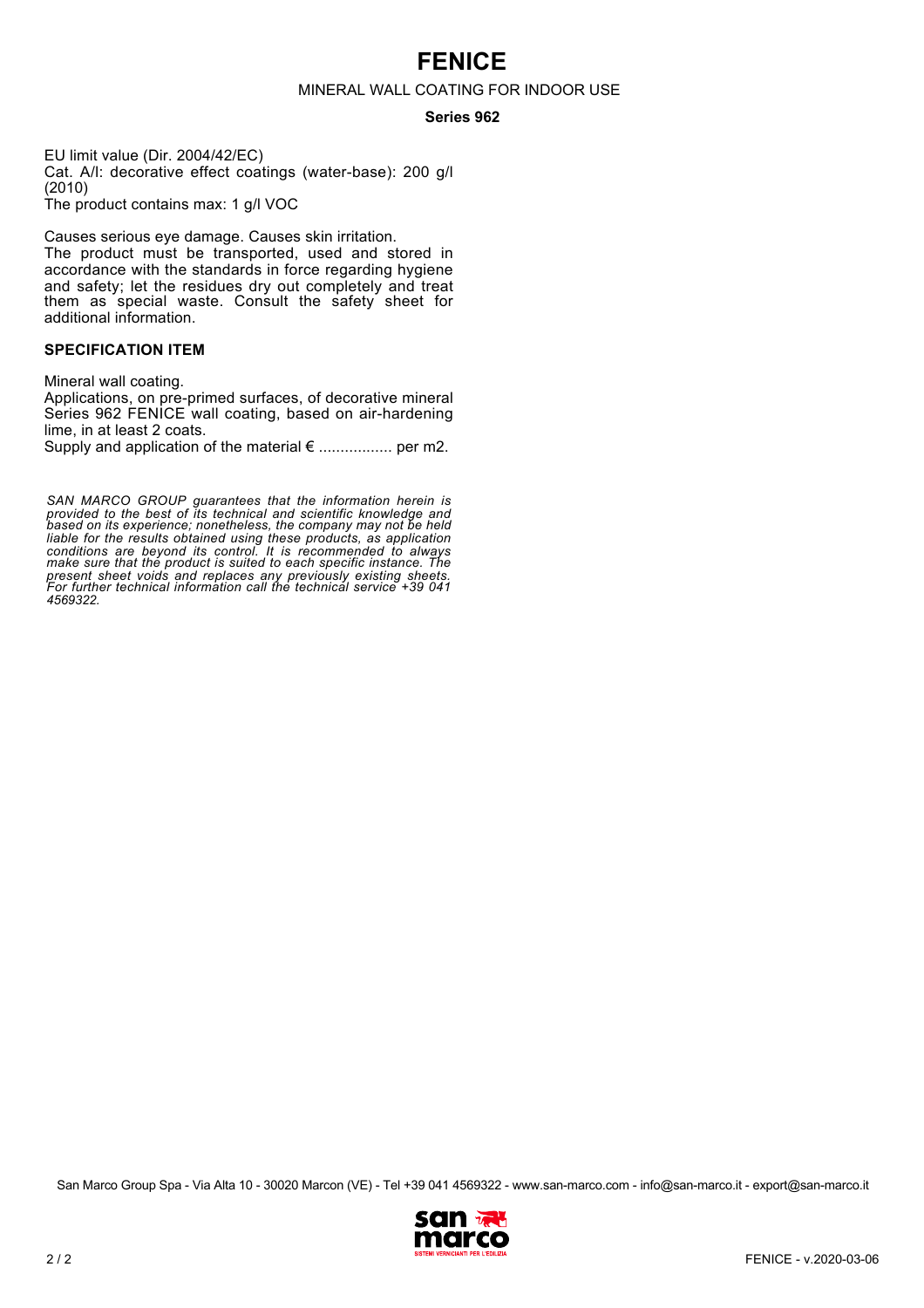EU limit value (Dir. 2004/42/EC)
Cat. A/l: decorative effect coatings (water-base): 200 g/l (2010)
The product contains max: 1 g/l VOC

Causes serious eye damage. Causes skin irritation.
The product must be transported, used and stored in accordance with the standards in force regarding hygiene and safety; let the residues dry out completely and treat them as special waste. Consult the safety sheet for additional information.

### SPECIFICATION ITEM

Mineral wall coating.
Applications, on pre-primed surfaces, of decorative mineral Series 962 FENICE wall coating, based on air-hardening lime, in at least 2 coats.
Supply and application of the material € ................ per m2.

*SAN MARCO GROUP guarantees that the information herein is provided to the best of its technical and scientific knowledge and based on its experience; nonetheless, the company may not be held liable for the results obtained using these products, as application conditions are beyond its control. It is recommended to always make sure that the product is suited to each specific instance. The present sheet voids and replaces any previously existing sheets. For further technical information call the technical service +39 041 4569322.*

San Marco Group Spa - Via Alta 10 - 30020 Marcon (VE) - Tel +39 041 4569322 - www.san-marco.com - info@san-marco.it - export@san-marco.it